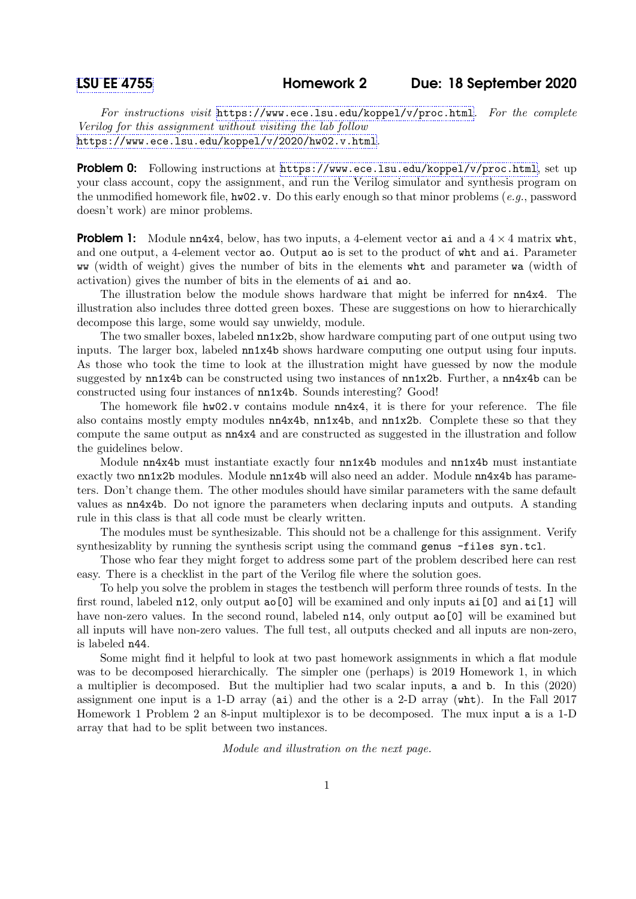# LSU EE 4755 &nbsp;&nbsp;&nbsp; Homework 2 &nbsp;&nbsp;&nbsp; Due: 18 September 2020

*For instructions visit* https://www.ece.lsu.edu/koppel/v/proc.html. *For the complete Verilog for this assignment without visiting the lab follow* https://www.ece.lsu.edu/koppel/v/2020/hw02.v.html.

**Problem 0:** Following instructions at https://www.ece.lsu.edu/koppel/v/proc.html, set up your class account, copy the assignment, and run the Verilog simulator and synthesis program on the unmodified homework file, `hw02.v`. Do this early enough so that minor problems (*e.g.*, password doesn't work) are minor problems.

**Problem 1:** Module `nn4x4`, below, has two inputs, a 4-element vector `ai` and a $4 \times 4$ matrix `wht`, and one output, a 4-element vector `ao`. Output `ao` is set to the product of `wht` and `ai`. Parameter `ww` (width of weight) gives the number of bits in the elements `wht` and parameter `wa` (width of activation) gives the number of bits in the elements of `ai` and `ao`.

The illustration below the module shows hardware that might be inferred for `nn4x4`. The illustration also includes three dotted green boxes. These are suggestions on how to hierarchically decompose this large, some would say unwieldy, module.

The two smaller boxes, labeled `nn1x2b`, show hardware computing part of one output using two inputs. The larger box, labeled `nn1x4b` shows hardware computing one output using four inputs. As those who took the time to look at the illustration might have guessed by now the module suggested by `nn1x4b` can be constructed using two instances of `nn1x2b`. Further, a `nn4x4b` can be constructed using four instances of `nn1x4b`. Sounds interesting? Good!

The homework file `hw02.v` contains module `nn4x4`, it is there for your reference. The file also contains mostly empty modules `nn4x4b`, `nn1x4b`, and `nn1x2b`. Complete these so that they compute the same output as `nn4x4` and are constructed as suggested in the illustration and follow the guidelines below.

Module `nn4x4b` must instantiate exactly four `nn1x4b` modules and `nn1x4b` must instantiate exactly two `nn1x2b` modules. Module `nn1x4b` will also need an adder. Module `nn4x4b` has parameters. Don't change them. The other modules should have similar parameters with the same default values as `nn4x4b`. Do not ignore the parameters when declaring inputs and outputs. A standing rule in this class is that all code must be clearly written.

The modules must be synthesizable. This should not be a challenge for this assignment. Verify synthesizablity by running the synthesis script using the command `genus -files syn.tcl`.

Those who fear they might forget to address some part of the problem described here can rest easy. There is a checklist in the part of the Verilog file where the solution goes.

To help you solve the problem in stages the testbench will perform three rounds of tests. In the first round, labeled `n12`, only output `ao[0]` will be examined and only inputs `ai[0]` and `ai[1]` will have non-zero values. In the second round, labeled `n14`, only output `ao[0]` will be examined but all inputs will have non-zero values. The full test, all outputs checked and all inputs are non-zero, is labeled `n44`.

Some might find it helpful to look at two past homework assignments in which a flat module was to be decomposed hierarchically. The simpler one (perhaps) is 2019 Homework 1, in which a multiplier is decomposed. But the multiplier had two scalar inputs, `a` and `b`. In this (2020) assignment one input is a 1-D array (`ai`) and the other is a 2-D array (`wht`). In the Fall 2017 Homework 1 Problem 2 an 8-input multiplexor is to be decomposed. The mux input `a` is a 1-D array that had to be split between two instances.

*Module and illustration on the next page.*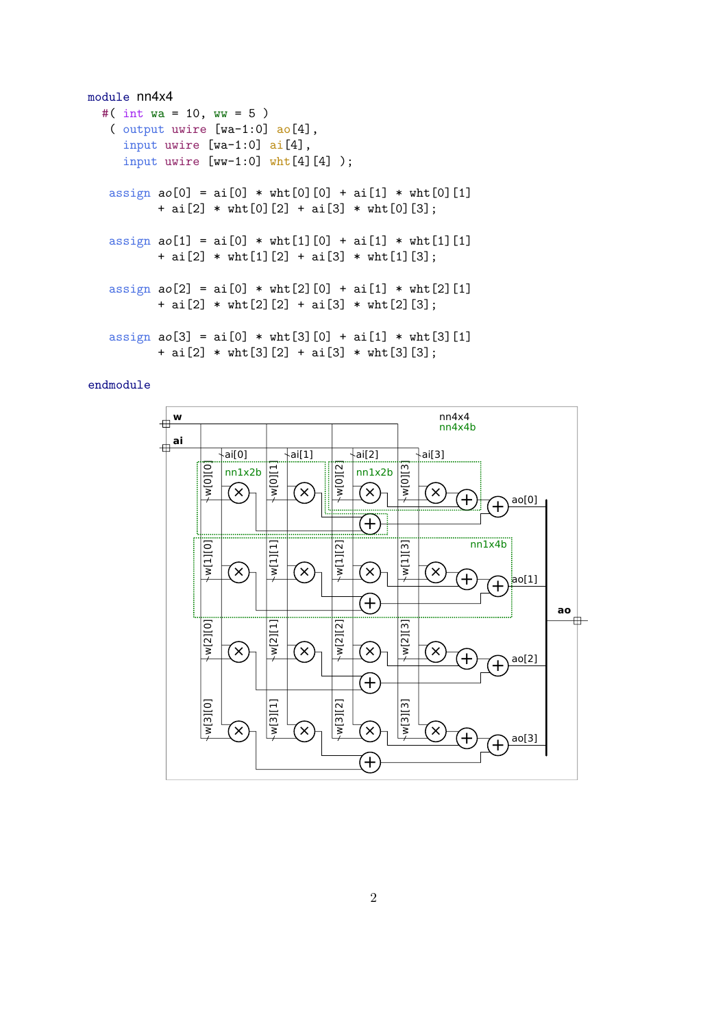```
module nn4x4
  #( int wa = 10, ww = 5 )
   ( output uwire [wa-1:0] ao[4],
     input uwire [wa-1:0] ai[4],
     input uwire [ww-1:0] wht[4][4] );

   assign ao[0] = ai[0] * wht[0][0] + ai[1] * wht[0][1]
          + ai[2] * wht[0][2] + ai[3] * wht[0][3];

   assign ao[1] = ai[0] * wht[1][0] + ai[1] * wht[1][1]
          + ai[2] * wht[1][2] + ai[3] * wht[1][3];

   assign ao[2] = ai[0] * wht[2][0] + ai[1] * wht[2][1]
          + ai[2] * wht[2][2] + ai[3] * wht[2][3];

   assign ao[3] = ai[0] * wht[3][0] + ai[1] * wht[3][1]
          + ai[2] * wht[3][2] + ai[3] * wht[3][3];

endmodule
```

w
ai
nn4x4
nn4x4b
ai[0]
ai[1]
ai[2]
ai[3]
nn1x2b
nn1x2b
nn1x4b
w[0][0]
w[0][1]
w[0][2]
w[0][3]
w[1][0]
w[1][1]
w[1][2]
w[1][3]
w[2][0]
w[2][1]
w[2][2]
w[2][3]
w[3][0]
w[3][1]
w[3][2]
w[3][3]
ao[0]
ao[1]
ao[2]
ao[3]
ao